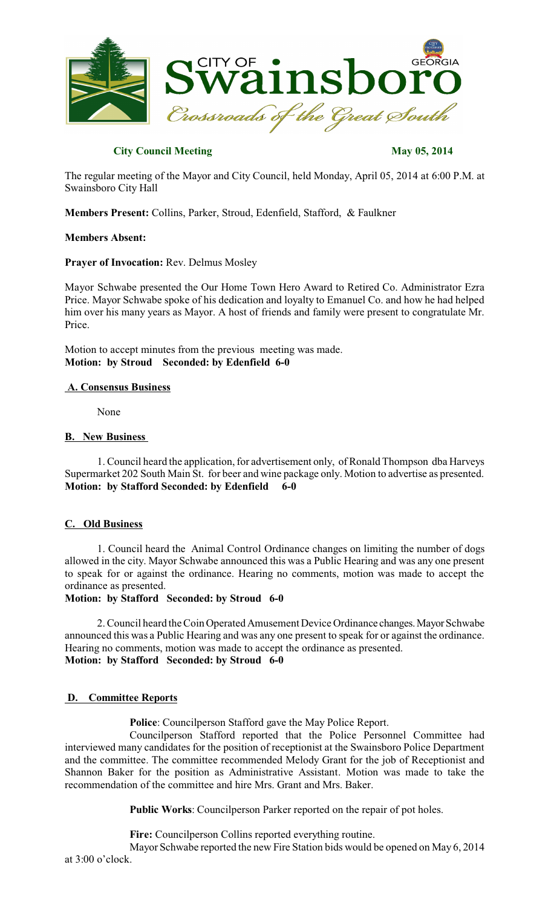**City Council Meeting** **May 05, 2014**

The regular meeting of the Mayor and City Council, held Monday, April 05, 2014 at 6:00 P.M. at Swainsboro City Hall

**Members Present:** Collins, Parker, Stroud, Edenfield, Stafford, & Faulkner

**Members Absent:**

**Prayer of Invocation:** Rev. Delmus Mosley

Mayor Schwabe presented the Our Home Town Hero Award to Retired Co. Administrator Ezra Price. Mayor Schwabe spoke of his dedication and loyalty to Emanuel Co. and how he had helped him over his many years as Mayor. A host of friends and family were present to congratulate Mr. Price.

Motion to accept minutes from the previous meeting was made.
**Motion: by Stroud Seconded: by Edenfield 6-0**

**A. Consensus Business**

None

**B. New Business**

1. Council heard the application, for advertisement only, of Ronald Thompson dba Harveys Supermarket 202 South Main St. for beer and wine package only. Motion to advertise as presented.
**Motion: by Stafford Seconded: by Edenfield 6-0**

**C. Old Business**

1. Council heard the Animal Control Ordinance changes on limiting the number of dogs allowed in the city. Mayor Schwabe announced this was a Public Hearing and was any one present to speak for or against the ordinance. Hearing no comments, motion was made to accept the ordinance as presented.
**Motion: by Stafford Seconded: by Stroud 6-0**

2. Council heard the Coin Operated Amusement Device Ordinance changes. Mayor Schwabe announced this was a Public Hearing and was any one present to speak for or against the ordinance. Hearing no comments, motion was made to accept the ordinance as presented.
**Motion: by Stafford Seconded: by Stroud 6-0**

**D. Committee Reports**

**Police**: Councilperson Stafford gave the May Police Report.

Councilperson Stafford reported that the Police Personnel Committee had interviewed many candidates for the position of receptionist at the Swainsboro Police Department and the committee. The committee recommended Melody Grant for the job of Receptionist and Shannon Baker for the position as Administrative Assistant. Motion was made to take the recommendation of the committee and hire Mrs. Grant and Mrs. Baker.

**Public Works**: Councilperson Parker reported on the repair of pot holes.

**Fire:** Councilperson Collins reported everything routine.

Mayor Schwabe reported the new Fire Station bids would be opened on May 6, 2014 at 3:00 o'clock.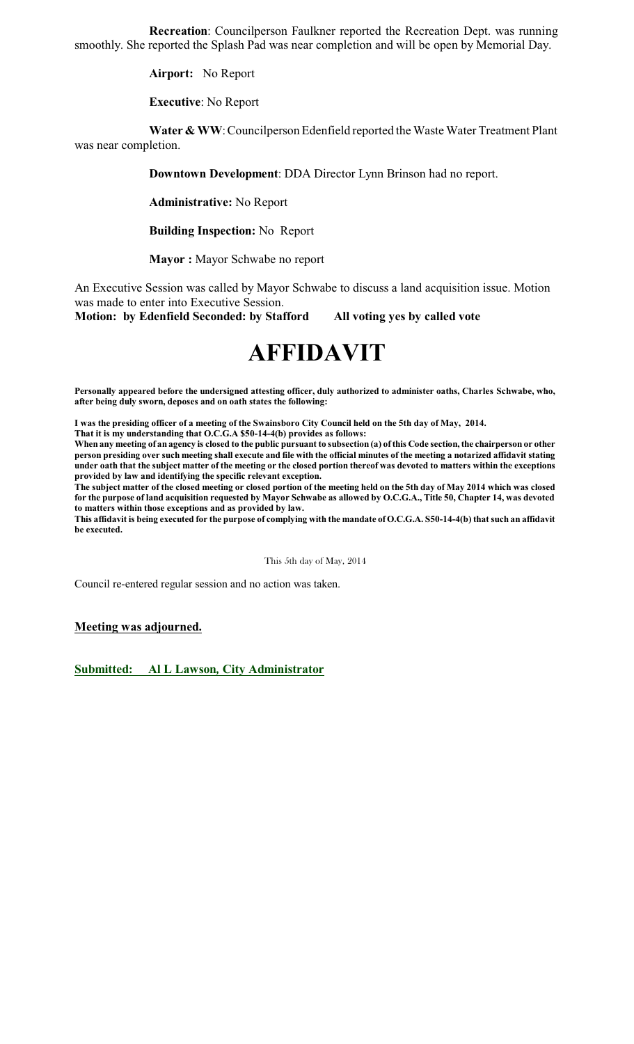**Recreation**: Councilperson Faulkner reported the Recreation Dept. was running smoothly. She reported the Splash Pad was near completion and will be open by Memorial Day.

**Airport:** No Report

**Executive**: No Report

**Water & WW**: Councilperson Edenfield reported the Waste Water Treatment Plant was near completion.

**Downtown Development**: DDA Director Lynn Brinson had no report.

**Administrative:** No Report

**Building Inspection:** No Report

**Mayor :** Mayor Schwabe no report

An Executive Session was called by Mayor Schwabe to discuss a land acquisition issue. Motion was made to enter into Executive Session.

**Motion: by Edenfield Seconded: by Stafford All voting yes by called vote**

# AFFIDAVIT

**Personally appeared before the undersigned attesting officer, duly authorized to administer oaths, Charles Schwabe, who, after being duly sworn, deposes and on oath states the following:**

**I was the presiding officer of a meeting of the Swainsboro City Council held on the 5th day of May, 2014.**

**That it is my understanding that O.C.G.A $50-14-4(b) provides as follows:**

**When any meeting of an agency is closed to the public pursuant to subsection (a) of this Code section, the chairperson or other person presiding over such meeting shall execute and file with the official minutes of the meeting a notarized affidavit stating under oath that the subject matter of the meeting or the closed portion thereof was devoted to matters within the exceptions provided by law and identifying the specific relevant exception.**

**The subject matter of the closed meeting or closed portion of the meeting held on the 5th day of May 2014 which was closed for the purpose of land acquisition requested by Mayor Schwabe as allowed by O.C.G.A., Title 50, Chapter 14, was devoted to matters within those exceptions and as provided by law.**

**This affidavit is being executed for the purpose of complying with the mandate of O.C.G.A. S50-14-4(b) that such an affidavit be executed.**

This 5th day of May, 2014

Council re-entered regular session and no action was taken.

**Meeting was adjourned.**

**Submitted: Al L Lawson, City Administrator**